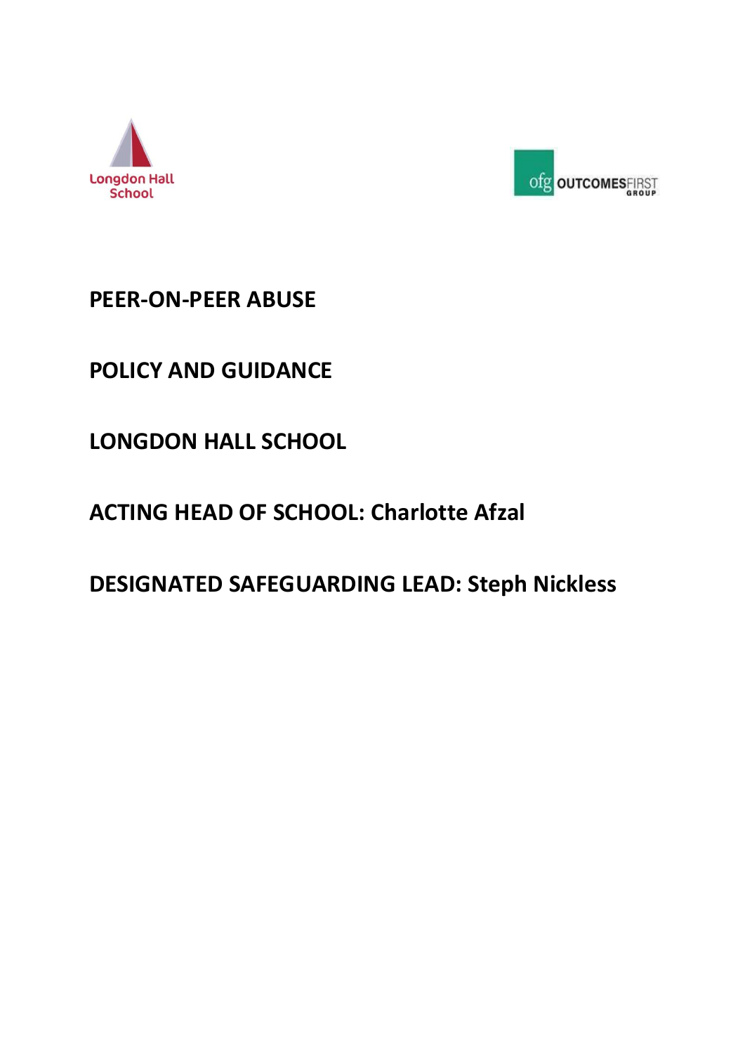Longdon Hall School

ofg OUTCOMESFIRST GROUP

# PEER-ON-PEER ABUSE

# POLICY AND GUIDANCE

# LONGDON HALL SCHOOL

**ACTING HEAD OF SCHOOL: Charlotte Afzal**

**DESIGNATED SAFEGUARDING LEAD: Steph Nickless**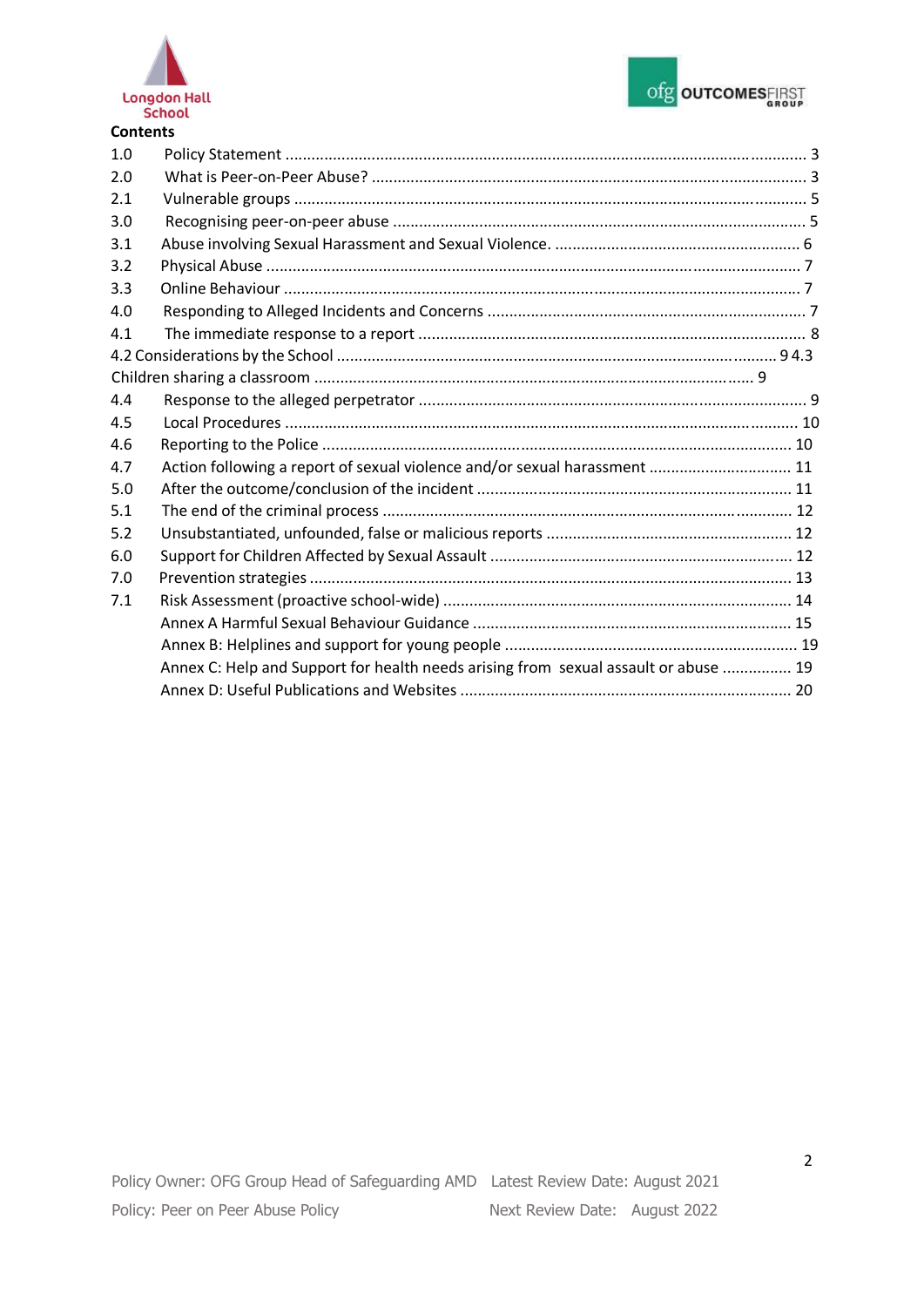**Contents**

| | | |
|---|---|---|
| 1.0 | Policy Statement | 3 |
| 2.0 | What is Peer-on-Peer Abuse? | 3 |
| 2.1 | Vulnerable groups | 5 |
| 3.0 | Recognising peer-on-peer abuse | 5 |
| 3.1 | Abuse involving Sexual Harassment and Sexual Violence. | 6 |
| 3.2 | Physical Abuse | 7 |
| 3.3 | Online Behaviour | 7 |
| 4.0 | Responding to Alleged Incidents and Concerns | 7 |
| 4.1 | The immediate response to a report | 8 |
| 4.2 | Considerations by the School | 9 |
| 4.3 | Children sharing a classroom | 9 |
| 4.4 | Response to the alleged perpetrator | 9 |
| 4.5 | Local Procedures | 10 |
| 4.6 | Reporting to the Police | 10 |
| 4.7 | Action following a report of sexual violence and/or sexual harassment | 11 |
| 5.0 | After the outcome/conclusion of the incident | 11 |
| 5.1 | The end of the criminal process | 12 |
| 5.2 | Unsubstantiated, unfounded, false or malicious reports | 12 |
| 6.0 | Support for Children Affected by Sexual Assault | 12 |
| 7.0 | Prevention strategies | 13 |
| 7.1 | Risk Assessment (proactive school-wide) | 14 |
| | Annex A Harmful Sexual Behaviour Guidance | 15 |
| | Annex B: Helplines and support for young people | 19 |
| | Annex C: Help and Support for health needs arising from sexual assault or abuse | 19 |
| | Annex D: Useful Publications and Websites | 20 |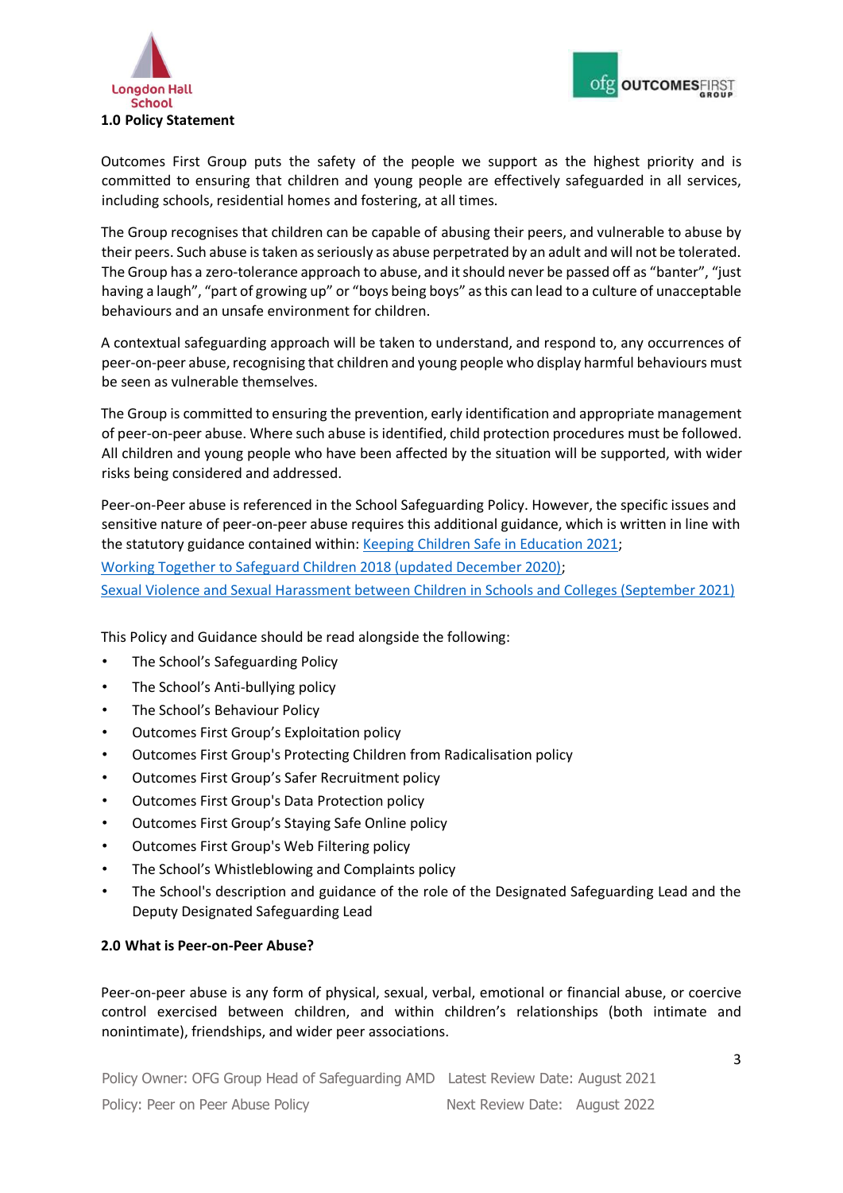## 1.0 Policy Statement

Outcomes First Group puts the safety of the people we support as the highest priority and is committed to ensuring that children and young people are effectively safeguarded in all services, including schools, residential homes and fostering, at all times.

The Group recognises that children can be capable of abusing their peers, and vulnerable to abuse by their peers. Such abuse is taken as seriously as abuse perpetrated by an adult and will not be tolerated. The Group has a zero-tolerance approach to abuse, and it should never be passed off as "banter", "just having a laugh", "part of growing up" or "boys being boys" as this can lead to a culture of unacceptable behaviours and an unsafe environment for children.

A contextual safeguarding approach will be taken to understand, and respond to, any occurrences of peer-on-peer abuse, recognising that children and young people who display harmful behaviours must be seen as vulnerable themselves.

The Group is committed to ensuring the prevention, early identification and appropriate management of peer-on-peer abuse. Where such abuse is identified, child protection procedures must be followed. All children and young people who have been affected by the situation will be supported, with wider risks being considered and addressed.

Peer-on-Peer abuse is referenced in the School Safeguarding Policy. However, the specific issues and sensitive nature of peer-on-peer abuse requires this additional guidance, which is written in line with the statutory guidance contained within: Keeping Children Safe in Education 2021;

Working Together to Safeguard Children 2018 (updated December 2020);

Sexual Violence and Sexual Harassment between Children in Schools and Colleges (September 2021)

This Policy and Guidance should be read alongside the following:

- The School's Safeguarding Policy
- The School's Anti-bullying policy
- The School's Behaviour Policy
- Outcomes First Group's Exploitation policy
- Outcomes First Group's Protecting Children from Radicalisation policy
- Outcomes First Group's Safer Recruitment policy
- Outcomes First Group's Data Protection policy
- Outcomes First Group's Staying Safe Online policy
- Outcomes First Group's Web Filtering policy
- The School's Whistleblowing and Complaints policy
- The School's description and guidance of the role of the Designated Safeguarding Lead and the Deputy Designated Safeguarding Lead

## 2.0 What is Peer-on-Peer Abuse?

Peer-on-peer abuse is any form of physical, sexual, verbal, emotional or financial abuse, or coercive control exercised between children, and within children's relationships (both intimate and nonintimate), friendships, and wider peer associations.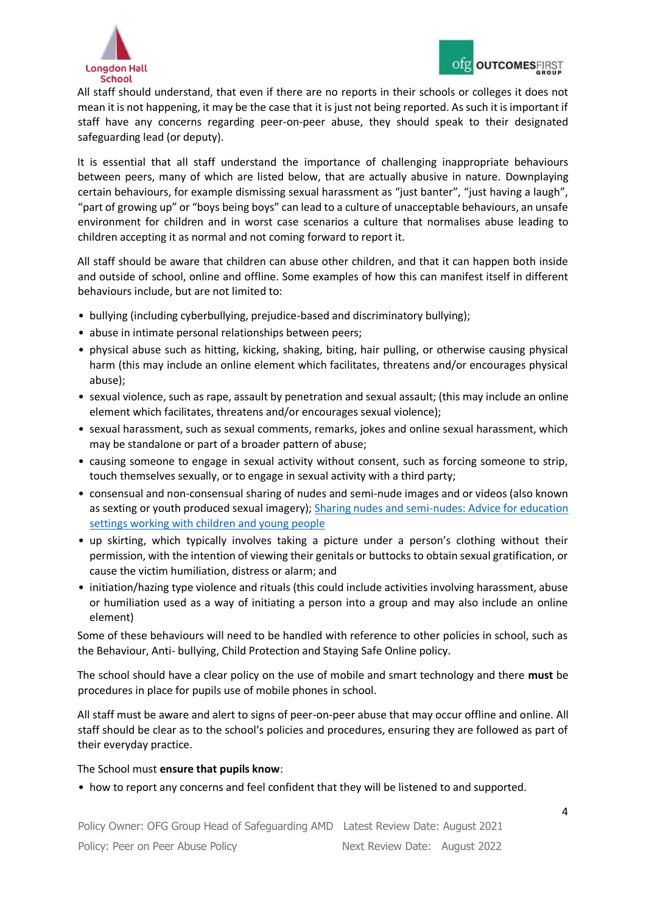All staff should understand, that even if there are no reports in their schools or colleges it does not mean it is not happening, it may be the case that it is just not being reported. As such it is important if staff have any concerns regarding peer-on-peer abuse, they should speak to their designated safeguarding lead (or deputy).

It is essential that all staff understand the importance of challenging inappropriate behaviours between peers, many of which are listed below, that are actually abusive in nature. Downplaying certain behaviours, for example dismissing sexual harassment as "just banter", "just having a laugh", "part of growing up" or "boys being boys" can lead to a culture of unacceptable behaviours, an unsafe environment for children and in worst case scenarios a culture that normalises abuse leading to children accepting it as normal and not coming forward to report it.

All staff should be aware that children can abuse other children, and that it can happen both inside and outside of school, online and offline. Some examples of how this can manifest itself in different behaviours include, but are not limited to:

- bullying (including cyberbullying, prejudice-based and discriminatory bullying);
- abuse in intimate personal relationships between peers;
- physical abuse such as hitting, kicking, shaking, biting, hair pulling, or otherwise causing physical harm (this may include an online element which facilitates, threatens and/or encourages physical abuse);
- sexual violence, such as rape, assault by penetration and sexual assault; (this may include an online element which facilitates, threatens and/or encourages sexual violence);
- sexual harassment, such as sexual comments, remarks, jokes and online sexual harassment, which may be standalone or part of a broader pattern of abuse;
- causing someone to engage in sexual activity without consent, such as forcing someone to strip, touch themselves sexually, or to engage in sexual activity with a third party;
- consensual and non-consensual sharing of nudes and semi-nude images and or videos (also known as sexting or youth produced sexual imagery); [Sharing nudes and semi-nudes: Advice for education settings working with children and young people]
- up skirting, which typically involves taking a picture under a person's clothing without their permission, with the intention of viewing their genitals or buttocks to obtain sexual gratification, or cause the victim humiliation, distress or alarm; and
- initiation/hazing type violence and rituals (this could include activities involving harassment, abuse or humiliation used as a way of initiating a person into a group and may also include an online element)

Some of these behaviours will need to be handled with reference to other policies in school, such as the Behaviour, Anti- bullying, Child Protection and Staying Safe Online policy.

The school should have a clear policy on the use of mobile and smart technology and there **must** be procedures in place for pupils use of mobile phones in school.

All staff must be aware and alert to signs of peer-on-peer abuse that may occur offline and online. All staff should be clear as to the school's policies and procedures, ensuring they are followed as part of their everyday practice.

The School must **ensure that pupils know**:

- how to report any concerns and feel confident that they will be listened to and supported.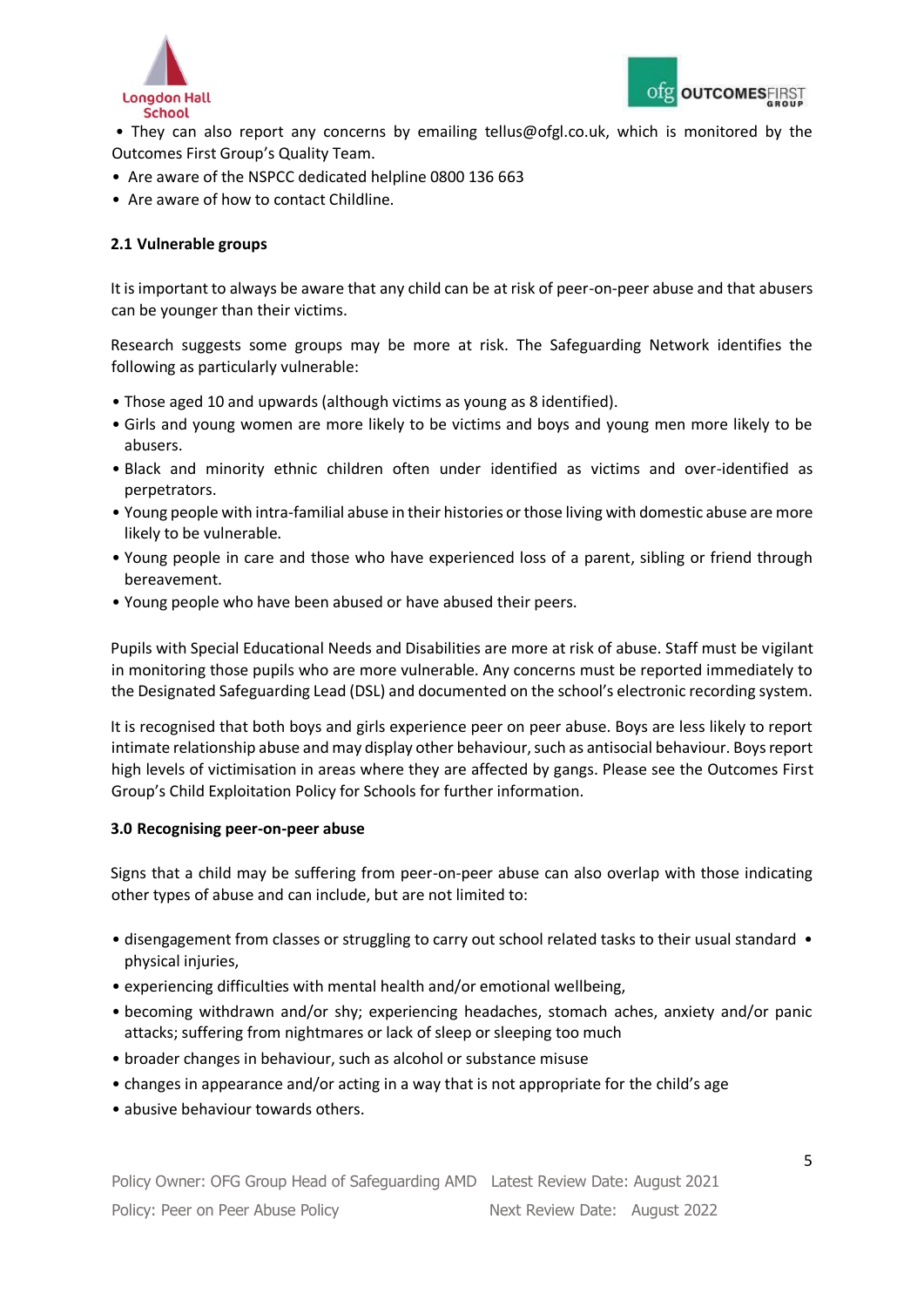- They can also report any concerns by emailing tellus@ofgl.co.uk, which is monitored by the Outcomes First Group's Quality Team.
- Are aware of the NSPCC dedicated helpline 0800 136 663
- Are aware of how to contact Childline.

**2.1 Vulnerable groups**

It is important to always be aware that any child can be at risk of peer-on-peer abuse and that abusers can be younger than their victims.

Research suggests some groups may be more at risk. The Safeguarding Network identifies the following as particularly vulnerable:

- Those aged 10 and upwards (although victims as young as 8 identified).
- Girls and young women are more likely to be victims and boys and young men more likely to be abusers.
- Black and minority ethnic children often under identified as victims and over-identified as perpetrators.
- Young people with intra-familial abuse in their histories or those living with domestic abuse are more likely to be vulnerable.
- Young people in care and those who have experienced loss of a parent, sibling or friend through bereavement.
- Young people who have been abused or have abused their peers.

Pupils with Special Educational Needs and Disabilities are more at risk of abuse. Staff must be vigilant in monitoring those pupils who are more vulnerable. Any concerns must be reported immediately to the Designated Safeguarding Lead (DSL) and documented on the school's electronic recording system.

It is recognised that both boys and girls experience peer on peer abuse. Boys are less likely to report intimate relationship abuse and may display other behaviour, such as antisocial behaviour. Boys report high levels of victimisation in areas where they are affected by gangs. Please see the Outcomes First Group's Child Exploitation Policy for Schools for further information.

**3.0 Recognising peer-on-peer abuse**

Signs that a child may be suffering from peer-on-peer abuse can also overlap with those indicating other types of abuse and can include, but are not limited to:

- disengagement from classes or struggling to carry out school related tasks to their usual standard
- physical injuries,
- experiencing difficulties with mental health and/or emotional wellbeing,
- becoming withdrawn and/or shy; experiencing headaches, stomach aches, anxiety and/or panic attacks; suffering from nightmares or lack of sleep or sleeping too much
- broader changes in behaviour, such as alcohol or substance misuse
- changes in appearance and/or acting in a way that is not appropriate for the child's age
- abusive behaviour towards others.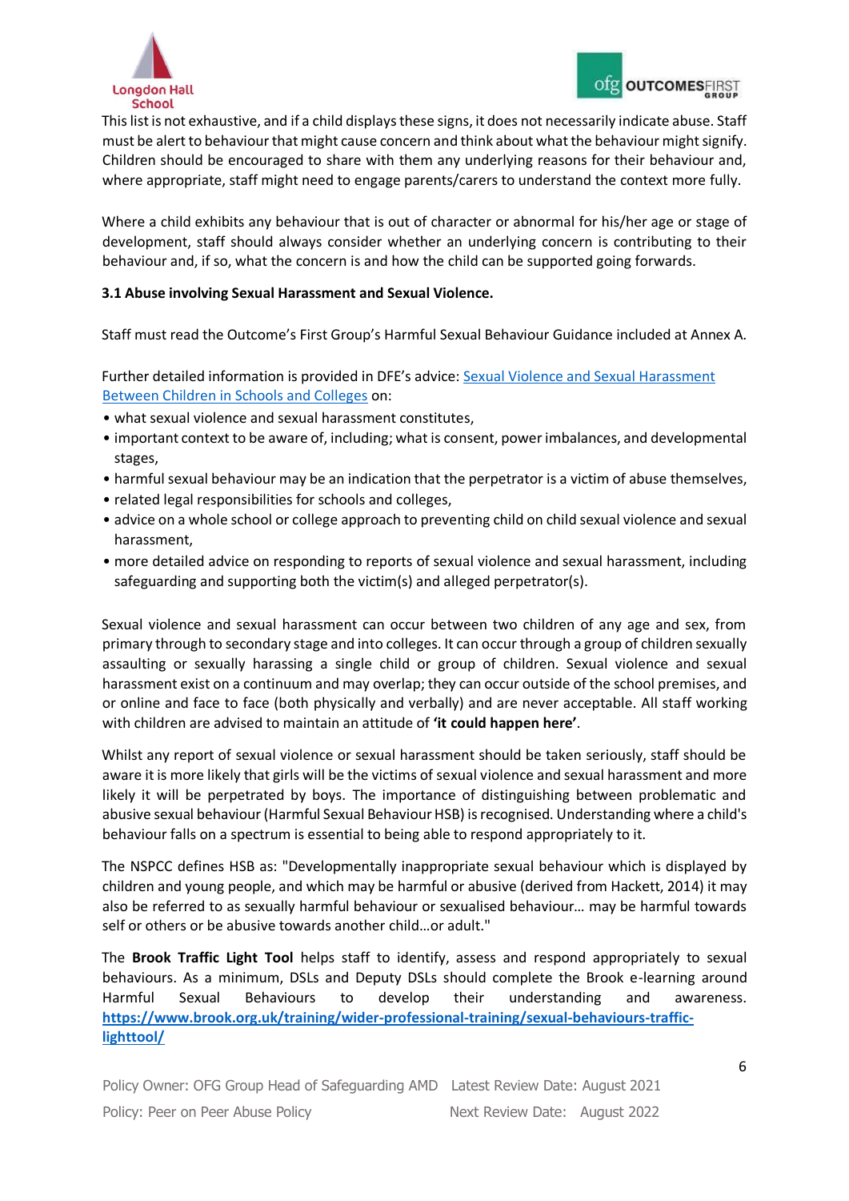This list is not exhaustive, and if a child displays these signs, it does not necessarily indicate abuse. Staff must be alert to behaviour that might cause concern and think about what the behaviour might signify. Children should be encouraged to share with them any underlying reasons for their behaviour and, where appropriate, staff might need to engage parents/carers to understand the context more fully.

Where a child exhibits any behaviour that is out of character or abnormal for his/her age or stage of development, staff should always consider whether an underlying concern is contributing to their behaviour and, if so, what the concern is and how the child can be supported going forwards.

### 3.1 Abuse involving Sexual Harassment and Sexual Violence.

Staff must read the Outcome's First Group's Harmful Sexual Behaviour Guidance included at Annex A.

Further detailed information is provided in DFE's advice: [Sexual Violence and Sexual Harassment Between Children in Schools and Colleges]() on:

- what sexual violence and sexual harassment constitutes,
- important context to be aware of, including; what is consent, power imbalances, and developmental stages,
- harmful sexual behaviour may be an indication that the perpetrator is a victim of abuse themselves,
- related legal responsibilities for schools and colleges,
- advice on a whole school or college approach to preventing child on child sexual violence and sexual harassment,
- more detailed advice on responding to reports of sexual violence and sexual harassment, including safeguarding and supporting both the victim(s) and alleged perpetrator(s).

Sexual violence and sexual harassment can occur between two children of any age and sex, from primary through to secondary stage and into colleges. It can occur through a group of children sexually assaulting or sexually harassing a single child or group of children. Sexual violence and sexual harassment exist on a continuum and may overlap; they can occur outside of the school premises, and or online and face to face (both physically and verbally) and are never acceptable. All staff working with children are advised to maintain an attitude of **'it could happen here'**.

Whilst any report of sexual violence or sexual harassment should be taken seriously, staff should be aware it is more likely that girls will be the victims of sexual violence and sexual harassment and more likely it will be perpetrated by boys. The importance of distinguishing between problematic and abusive sexual behaviour (Harmful Sexual Behaviour HSB) is recognised. Understanding where a child's behaviour falls on a spectrum is essential to being able to respond appropriately to it.

The NSPCC defines HSB as: "Developmentally inappropriate sexual behaviour which is displayed by children and young people, and which may be harmful or abusive (derived from Hackett, 2014) it may also be referred to as sexually harmful behaviour or sexualised behaviour… may be harmful towards self or others or be abusive towards another child…or adult."

The **Brook Traffic Light Tool** helps staff to identify, assess and respond appropriately to sexual behaviours. As a minimum, DSLs and Deputy DSLs should complete the Brook e-learning around Harmful Sexual Behaviours to develop their understanding and awareness. **[https://www.brook.org.uk/training/wider-professional-training/sexual-behaviours-traffic-lighttool/](https://www.brook.org.uk/training/wider-professional-training/sexual-behaviours-traffic-lighttool/)**

Policy Owner: OFG Group Head of Safeguarding AMD Latest Review Date: August 2021
Policy: Peer on Peer Abuse Policy Next Review Date: August 2022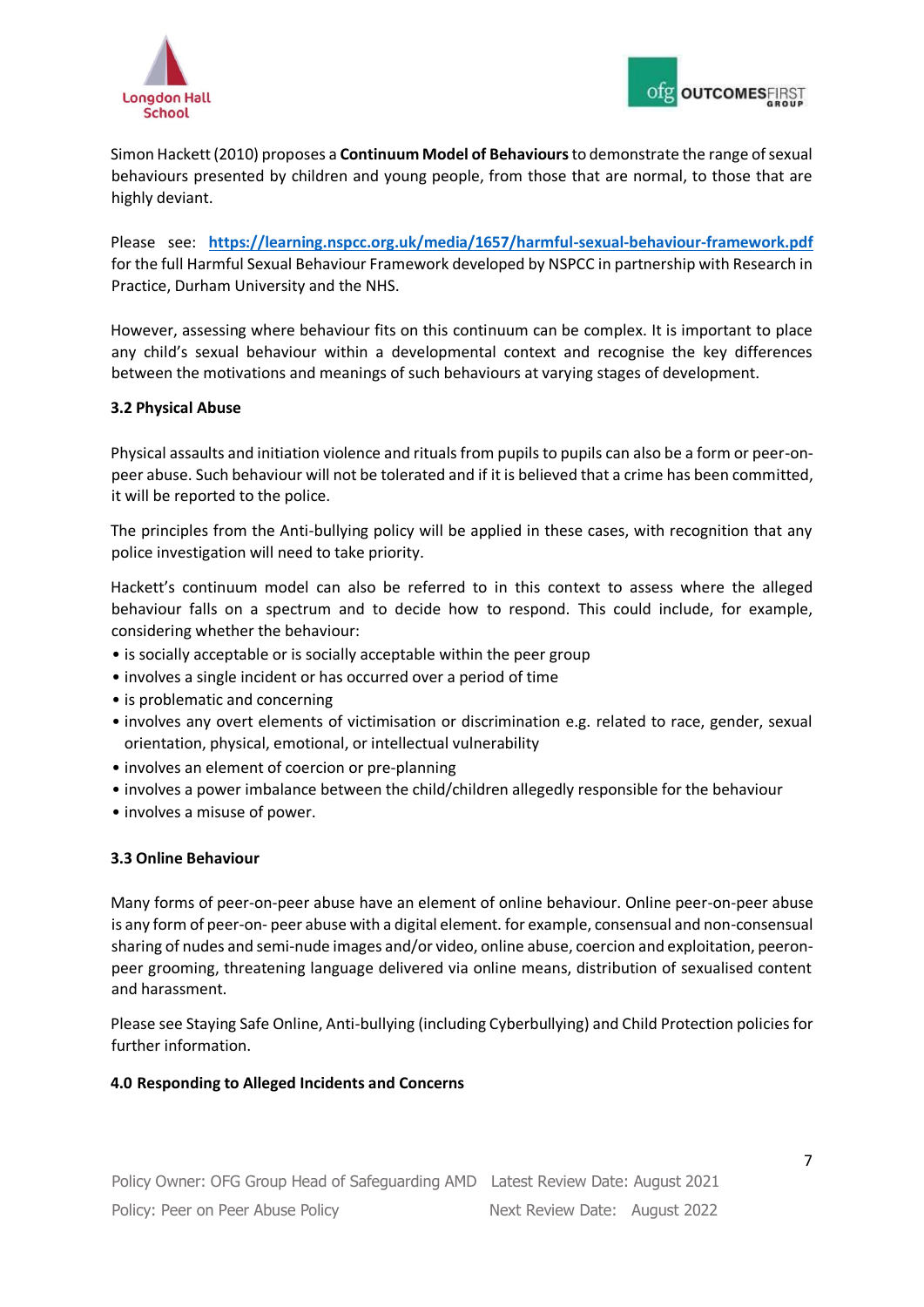Simon Hackett (2010) proposes a **Continuum Model of Behaviours** to demonstrate the range of sexual behaviours presented by children and young people, from those that are normal, to those that are highly deviant.

Please see: **https://learning.nspcc.org.uk/media/1657/harmful-sexual-behaviour-framework.pdf** for the full Harmful Sexual Behaviour Framework developed by NSPCC in partnership with Research in Practice, Durham University and the NHS.

However, assessing where behaviour fits on this continuum can be complex. It is important to place any child's sexual behaviour within a developmental context and recognise the key differences between the motivations and meanings of such behaviours at varying stages of development.

### 3.2 Physical Abuse

Physical assaults and initiation violence and rituals from pupils to pupils can also be a form or peer-on-peer abuse. Such behaviour will not be tolerated and if it is believed that a crime has been committed, it will be reported to the police.

The principles from the Anti-bullying policy will be applied in these cases, with recognition that any police investigation will need to take priority.

Hackett's continuum model can also be referred to in this context to assess where the alleged behaviour falls on a spectrum and to decide how to respond. This could include, for example, considering whether the behaviour:

- is socially acceptable or is socially acceptable within the peer group
- involves a single incident or has occurred over a period of time
- is problematic and concerning
- involves any overt elements of victimisation or discrimination e.g. related to race, gender, sexual orientation, physical, emotional, or intellectual vulnerability
- involves an element of coercion or pre-planning
- involves a power imbalance between the child/children allegedly responsible for the behaviour
- involves a misuse of power.

### 3.3 Online Behaviour

Many forms of peer-on-peer abuse have an element of online behaviour. Online peer-on-peer abuse is any form of peer-on- peer abuse with a digital element. for example, consensual and non-consensual sharing of nudes and semi-nude images and/or video, online abuse, coercion and exploitation, peeron-peer grooming, threatening language delivered via online means, distribution of sexualised content and harassment.

Please see Staying Safe Online, Anti-bullying (including Cyberbullying) and Child Protection policies for further information.

## 4.0 Responding to Alleged Incidents and Concerns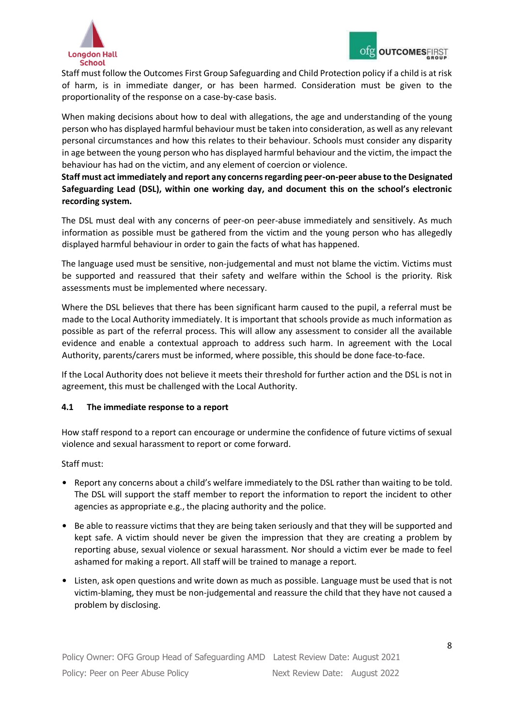Staff must follow the Outcomes First Group Safeguarding and Child Protection policy if a child is at risk of harm, is in immediate danger, or has been harmed. Consideration must be given to the proportionality of the response on a case-by-case basis.

When making decisions about how to deal with allegations, the age and understanding of the young person who has displayed harmful behaviour must be taken into consideration, as well as any relevant personal circumstances and how this relates to their behaviour. Schools must consider any disparity in age between the young person who has displayed harmful behaviour and the victim, the impact the behaviour has had on the victim, and any element of coercion or violence.

**Staff must act immediately and report any concerns regarding peer-on-peer abuse to the Designated Safeguarding Lead (DSL), within one working day, and document this on the school's electronic recording system.**

The DSL must deal with any concerns of peer-on peer-abuse immediately and sensitively. As much information as possible must be gathered from the victim and the young person who has allegedly displayed harmful behaviour in order to gain the facts of what has happened.

The language used must be sensitive, non-judgemental and must not blame the victim. Victims must be supported and reassured that their safety and welfare within the School is the priority. Risk assessments must be implemented where necessary.

Where the DSL believes that there has been significant harm caused to the pupil, a referral must be made to the Local Authority immediately. It is important that schools provide as much information as possible as part of the referral process. This will allow any assessment to consider all the available evidence and enable a contextual approach to address such harm. In agreement with the Local Authority, parents/carers must be informed, where possible, this should be done face-to-face.

If the Local Authority does not believe it meets their threshold for further action and the DSL is not in agreement, this must be challenged with the Local Authority.

### 4.1 The immediate response to a report

How staff respond to a report can encourage or undermine the confidence of future victims of sexual violence and sexual harassment to report or come forward.

Staff must:

- Report any concerns about a child's welfare immediately to the DSL rather than waiting to be told. The DSL will support the staff member to report the information to report the incident to other agencies as appropriate e.g., the placing authority and the police.
- Be able to reassure victims that they are being taken seriously and that they will be supported and kept safe. A victim should never be given the impression that they are creating a problem by reporting abuse, sexual violence or sexual harassment. Nor should a victim ever be made to feel ashamed for making a report. All staff will be trained to manage a report.
- Listen, ask open questions and write down as much as possible. Language must be used that is not victim-blaming, they must be non-judgemental and reassure the child that they have not caused a problem by disclosing.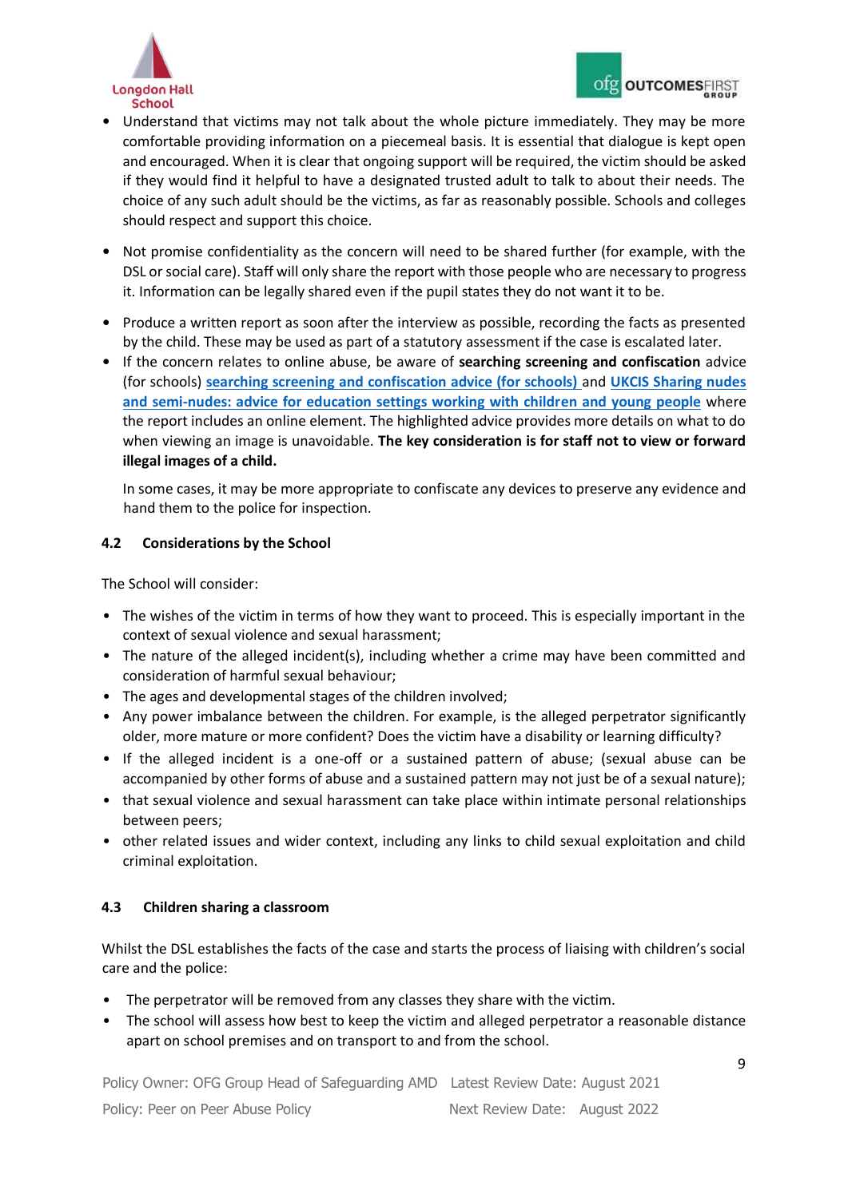- Understand that victims may not talk about the whole picture immediately. They may be more comfortable providing information on a piecemeal basis. It is essential that dialogue is kept open and encouraged. When it is clear that ongoing support will be required, the victim should be asked if they would find it helpful to have a designated trusted adult to talk to about their needs. The choice of any such adult should be the victims, as far as reasonably possible. Schools and colleges should respect and support this choice.

- Not promise confidentiality as the concern will need to be shared further (for example, with the DSL or social care). Staff will only share the report with those people who are necessary to progress it. Information can be legally shared even if the pupil states they do not want it to be.

- Produce a written report as soon after the interview as possible, recording the facts as presented by the child. These may be used as part of a statutory assessment if the case is escalated later.
- If the concern relates to online abuse, be aware of **searching screening and confiscation** advice (for schools) searching screening and confiscation advice (for schools) and UKCIS Sharing nudes and semi-nudes: advice for education settings working with children and young people where the report includes an online element. The highlighted advice provides more details on what to do when viewing an image is unavoidable. **The key consideration is for staff not to view or forward illegal images of a child.**

  In some cases, it may be more appropriate to confiscate any devices to preserve any evidence and hand them to the police for inspection.

### 4.2 Considerations by the School

The School will consider:

- The wishes of the victim in terms of how they want to proceed. This is especially important in the context of sexual violence and sexual harassment;
- The nature of the alleged incident(s), including whether a crime may have been committed and consideration of harmful sexual behaviour;
- The ages and developmental stages of the children involved;
- Any power imbalance between the children. For example, is the alleged perpetrator significantly older, more mature or more confident? Does the victim have a disability or learning difficulty?
- If the alleged incident is a one-off or a sustained pattern of abuse; (sexual abuse can be accompanied by other forms of abuse and a sustained pattern may not just be of a sexual nature);
- that sexual violence and sexual harassment can take place within intimate personal relationships between peers;
- other related issues and wider context, including any links to child sexual exploitation and child criminal exploitation.

### 4.3 Children sharing a classroom

Whilst the DSL establishes the facts of the case and starts the process of liaising with children's social care and the police:

- The perpetrator will be removed from any classes they share with the victim.
- The school will assess how best to keep the victim and alleged perpetrator a reasonable distance apart on school premises and on transport to and from the school.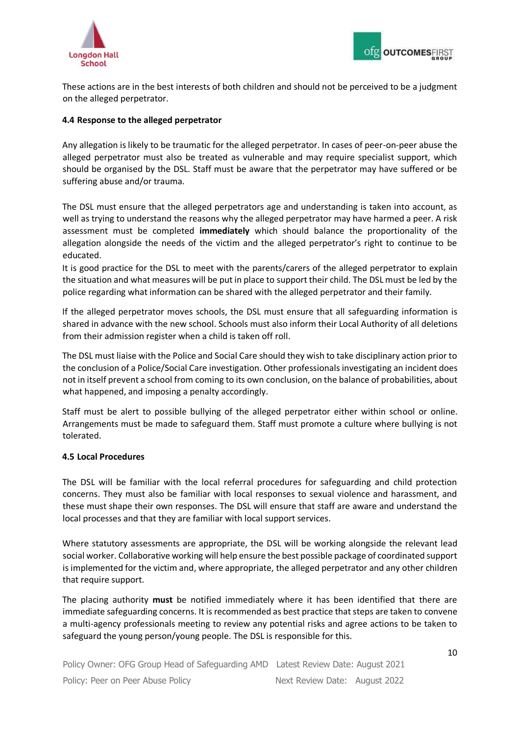These actions are in the best interests of both children and should not be perceived to be a judgment on the alleged perpetrator.

#### 4.4 Response to the alleged perpetrator

Any allegation is likely to be traumatic for the alleged perpetrator. In cases of peer-on-peer abuse the alleged perpetrator must also be treated as vulnerable and may require specialist support, which should be organised by the DSL. Staff must be aware that the perpetrator may have suffered or be suffering abuse and/or trauma.

The DSL must ensure that the alleged perpetrators age and understanding is taken into account, as well as trying to understand the reasons why the alleged perpetrator may have harmed a peer. A risk assessment must be completed **immediately** which should balance the proportionality of the allegation alongside the needs of the victim and the alleged perpetrator's right to continue to be educated.

It is good practice for the DSL to meet with the parents/carers of the alleged perpetrator to explain the situation and what measures will be put in place to support their child. The DSL must be led by the police regarding what information can be shared with the alleged perpetrator and their family.

If the alleged perpetrator moves schools, the DSL must ensure that all safeguarding information is shared in advance with the new school. Schools must also inform their Local Authority of all deletions from their admission register when a child is taken off roll.

The DSL must liaise with the Police and Social Care should they wish to take disciplinary action prior to the conclusion of a Police/Social Care investigation. Other professionals investigating an incident does not in itself prevent a school from coming to its own conclusion, on the balance of probabilities, about what happened, and imposing a penalty accordingly.

Staff must be alert to possible bullying of the alleged perpetrator either within school or online. Arrangements must be made to safeguard them. Staff must promote a culture where bullying is not tolerated.

#### 4.5 Local Procedures

The DSL will be familiar with the local referral procedures for safeguarding and child protection concerns. They must also be familiar with local responses to sexual violence and harassment, and these must shape their own responses. The DSL will ensure that staff are aware and understand the local processes and that they are familiar with local support services.

Where statutory assessments are appropriate, the DSL will be working alongside the relevant lead social worker. Collaborative working will help ensure the best possible package of coordinated support is implemented for the victim and, where appropriate, the alleged perpetrator and any other children that require support.

The placing authority **must** be notified immediately where it has been identified that there are immediate safeguarding concerns. It is recommended as best practice that steps are taken to convene a multi-agency professionals meeting to review any potential risks and agree actions to be taken to safeguard the young person/young people. The DSL is responsible for this.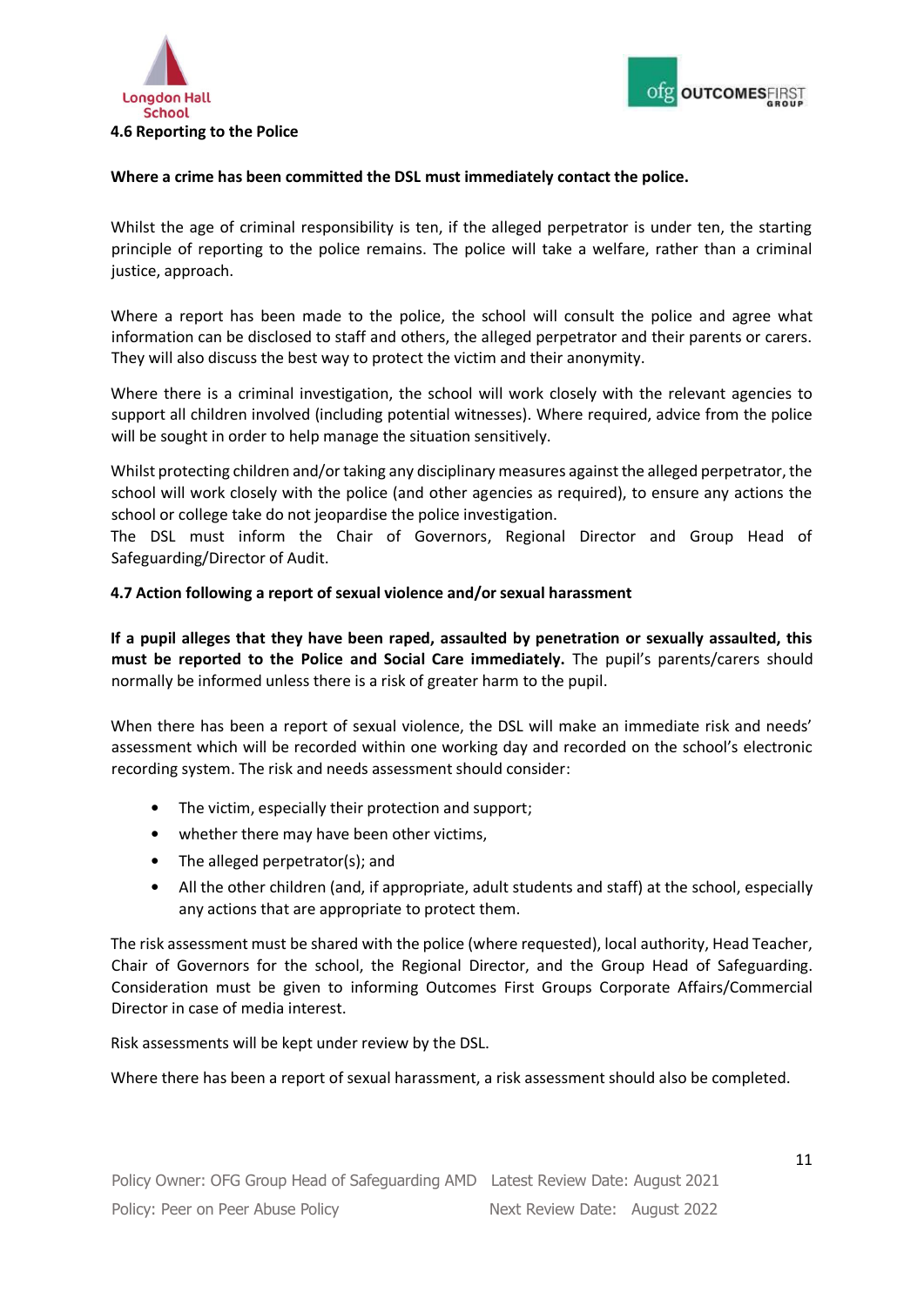**4.6 Reporting to the Police**

**Where a crime has been committed the DSL must immediately contact the police.**

Whilst the age of criminal responsibility is ten, if the alleged perpetrator is under ten, the starting principle of reporting to the police remains. The police will take a welfare, rather than a criminal justice, approach.

Where a report has been made to the police, the school will consult the police and agree what information can be disclosed to staff and others, the alleged perpetrator and their parents or carers. They will also discuss the best way to protect the victim and their anonymity.

Where there is a criminal investigation, the school will work closely with the relevant agencies to support all children involved (including potential witnesses). Where required, advice from the police will be sought in order to help manage the situation sensitively.

Whilst protecting children and/or taking any disciplinary measures against the alleged perpetrator, the school will work closely with the police (and other agencies as required), to ensure any actions the school or college take do not jeopardise the police investigation.
The DSL must inform the Chair of Governors, Regional Director and Group Head of Safeguarding/Director of Audit.

**4.7 Action following a report of sexual violence and/or sexual harassment**

**If a pupil alleges that they have been raped, assaulted by penetration or sexually assaulted, this must be reported to the Police and Social Care immediately.** The pupil's parents/carers should normally be informed unless there is a risk of greater harm to the pupil.

When there has been a report of sexual violence, the DSL will make an immediate risk and needs' assessment which will be recorded within one working day and recorded on the school's electronic recording system. The risk and needs assessment should consider:

- The victim, especially their protection and support;
- whether there may have been other victims,
- The alleged perpetrator(s); and
- All the other children (and, if appropriate, adult students and staff) at the school, especially any actions that are appropriate to protect them.

The risk assessment must be shared with the police (where requested), local authority, Head Teacher, Chair of Governors for the school, the Regional Director, and the Group Head of Safeguarding. Consideration must be given to informing Outcomes First Groups Corporate Affairs/Commercial Director in case of media interest.

Risk assessments will be kept under review by the DSL.

Where there has been a report of sexual harassment, a risk assessment should also be completed.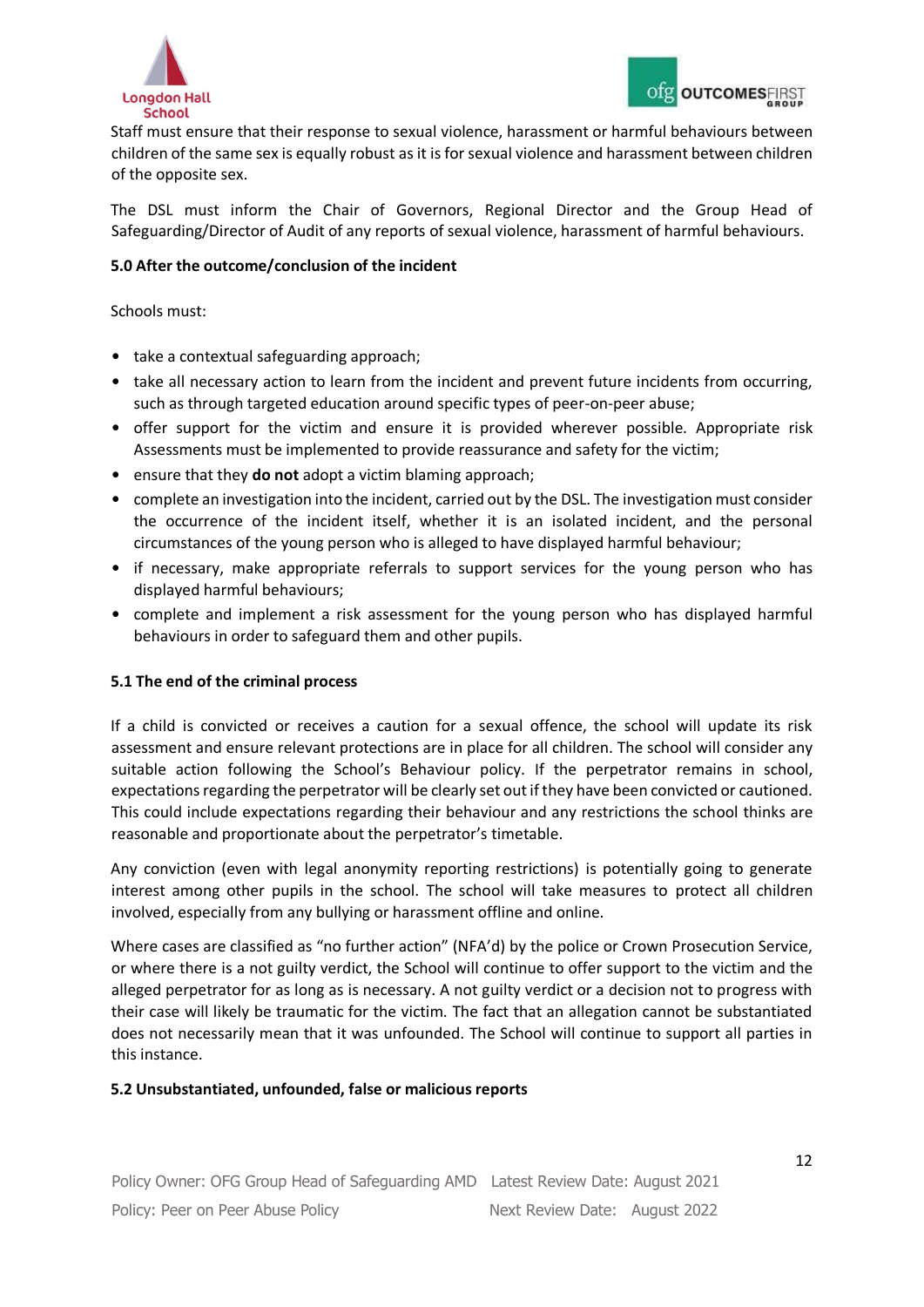Staff must ensure that their response to sexual violence, harassment or harmful behaviours between children of the same sex is equally robust as it is for sexual violence and harassment between children of the opposite sex.

The DSL must inform the Chair of Governors, Regional Director and the Group Head of Safeguarding/Director of Audit of any reports of sexual violence, harassment of harmful behaviours.

### 5.0 After the outcome/conclusion of the incident

Schools must:

- take a contextual safeguarding approach;
- take all necessary action to learn from the incident and prevent future incidents from occurring, such as through targeted education around specific types of peer-on-peer abuse;
- offer support for the victim and ensure it is provided wherever possible. Appropriate risk Assessments must be implemented to provide reassurance and safety for the victim;
- ensure that they **do not** adopt a victim blaming approach;
- complete an investigation into the incident, carried out by the DSL. The investigation must consider the occurrence of the incident itself, whether it is an isolated incident, and the personal circumstances of the young person who is alleged to have displayed harmful behaviour;
- if necessary, make appropriate referrals to support services for the young person who has displayed harmful behaviours;
- complete and implement a risk assessment for the young person who has displayed harmful behaviours in order to safeguard them and other pupils.

### 5.1 The end of the criminal process

If a child is convicted or receives a caution for a sexual offence, the school will update its risk assessment and ensure relevant protections are in place for all children. The school will consider any suitable action following the School's Behaviour policy. If the perpetrator remains in school, expectations regarding the perpetrator will be clearly set out if they have been convicted or cautioned. This could include expectations regarding their behaviour and any restrictions the school thinks are reasonable and proportionate about the perpetrator's timetable.

Any conviction (even with legal anonymity reporting restrictions) is potentially going to generate interest among other pupils in the school. The school will take measures to protect all children involved, especially from any bullying or harassment offline and online.

Where cases are classified as "no further action" (NFA'd) by the police or Crown Prosecution Service, or where there is a not guilty verdict, the School will continue to offer support to the victim and the alleged perpetrator for as long as is necessary. A not guilty verdict or a decision not to progress with their case will likely be traumatic for the victim. The fact that an allegation cannot be substantiated does not necessarily mean that it was unfounded. The School will continue to support all parties in this instance.

### 5.2 Unsubstantiated, unfounded, false or malicious reports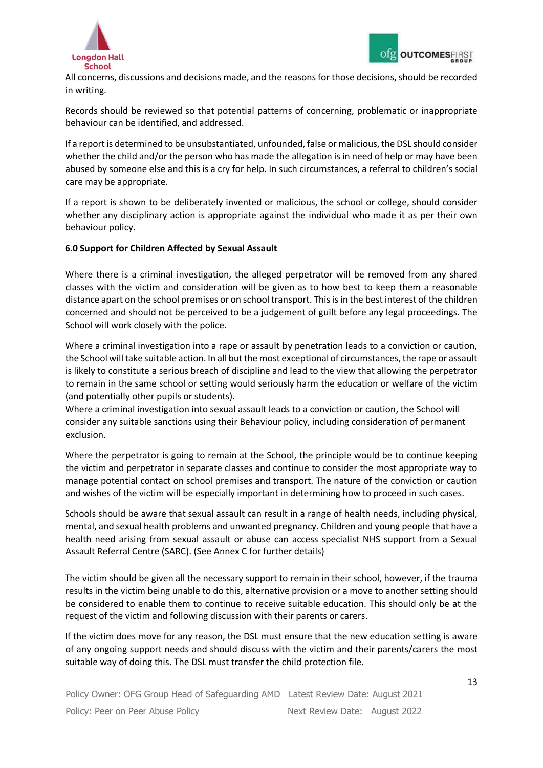All concerns, discussions and decisions made, and the reasons for those decisions, should be recorded in writing.

Records should be reviewed so that potential patterns of concerning, problematic or inappropriate behaviour can be identified, and addressed.

If a report is determined to be unsubstantiated, unfounded, false or malicious, the DSL should consider whether the child and/or the person who has made the allegation is in need of help or may have been abused by someone else and this is a cry for help. In such circumstances, a referral to children's social care may be appropriate.

If a report is shown to be deliberately invented or malicious, the school or college, should consider whether any disciplinary action is appropriate against the individual who made it as per their own behaviour policy.

**6.0 Support for Children Affected by Sexual Assault**

Where there is a criminal investigation, the alleged perpetrator will be removed from any shared classes with the victim and consideration will be given as to how best to keep them a reasonable distance apart on the school premises or on school transport. This is in the best interest of the children concerned and should not be perceived to be a judgement of guilt before any legal proceedings. The School will work closely with the police.

Where a criminal investigation into a rape or assault by penetration leads to a conviction or caution, the School will take suitable action. In all but the most exceptional of circumstances, the rape or assault is likely to constitute a serious breach of discipline and lead to the view that allowing the perpetrator to remain in the same school or setting would seriously harm the education or welfare of the victim (and potentially other pupils or students).
Where a criminal investigation into sexual assault leads to a conviction or caution, the School will consider any suitable sanctions using their Behaviour policy, including consideration of permanent exclusion.

Where the perpetrator is going to remain at the School, the principle would be to continue keeping the victim and perpetrator in separate classes and continue to consider the most appropriate way to manage potential contact on school premises and transport. The nature of the conviction or caution and wishes of the victim will be especially important in determining how to proceed in such cases.

Schools should be aware that sexual assault can result in a range of health needs, including physical, mental, and sexual health problems and unwanted pregnancy. Children and young people that have a health need arising from sexual assault or abuse can access specialist NHS support from a Sexual Assault Referral Centre (SARC). (See Annex C for further details)

The victim should be given all the necessary support to remain in their school, however, if the trauma results in the victim being unable to do this, alternative provision or a move to another setting should be considered to enable them to continue to receive suitable education. This should only be at the request of the victim and following discussion with their parents or carers.

If the victim does move for any reason, the DSL must ensure that the new education setting is aware of any ongoing support needs and should discuss with the victim and their parents/carers the most suitable way of doing this. The DSL must transfer the child protection file.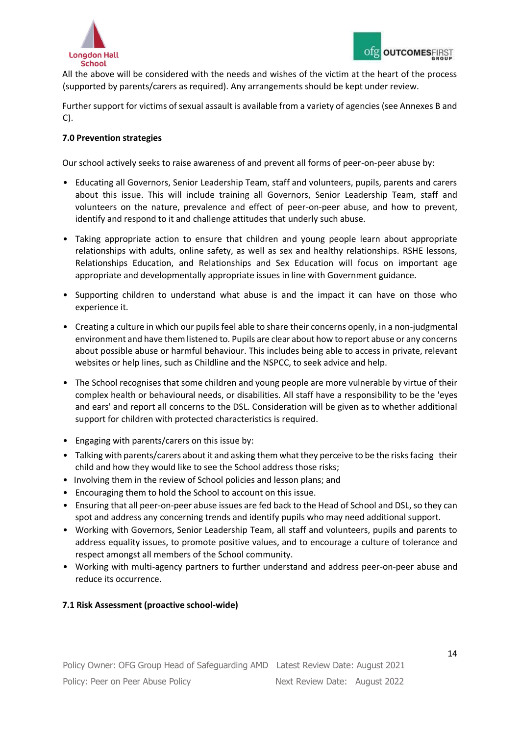All the above will be considered with the needs and wishes of the victim at the heart of the process (supported by parents/carers as required). Any arrangements should be kept under review.

Further support for victims of sexual assault is available from a variety of agencies (see Annexes B and C).

**7.0 Prevention strategies**

Our school actively seeks to raise awareness of and prevent all forms of peer-on-peer abuse by:

- Educating all Governors, Senior Leadership Team, staff and volunteers, pupils, parents and carers about this issue. This will include training all Governors, Senior Leadership Team, staff and volunteers on the nature, prevalence and effect of peer-on-peer abuse, and how to prevent, identify and respond to it and challenge attitudes that underly such abuse.
- Taking appropriate action to ensure that children and young people learn about appropriate relationships with adults, online safety, as well as sex and healthy relationships. RSHE lessons, Relationships Education, and Relationships and Sex Education will focus on important age appropriate and developmentally appropriate issues in line with Government guidance.
- Supporting children to understand what abuse is and the impact it can have on those who experience it.
- Creating a culture in which our pupils feel able to share their concerns openly, in a non-judgmental environment and have them listened to. Pupils are clear about how to report abuse or any concerns about possible abuse or harmful behaviour. This includes being able to access in private, relevant websites or help lines, such as Childline and the NSPCC, to seek advice and help.
- The School recognises that some children and young people are more vulnerable by virtue of their complex health or behavioural needs, or disabilities. All staff have a responsibility to be the 'eyes and ears' and report all concerns to the DSL. Consideration will be given as to whether additional support for children with protected characteristics is required.
- Engaging with parents/carers on this issue by:
- Talking with parents/carers about it and asking them what they perceive to be the risks facing their child and how they would like to see the School address those risks;
- Involving them in the review of School policies and lesson plans; and
- Encouraging them to hold the School to account on this issue.
- Ensuring that all peer-on-peer abuse issues are fed back to the Head of School and DSL, so they can spot and address any concerning trends and identify pupils who may need additional support.
- Working with Governors, Senior Leadership Team, all staff and volunteers, pupils and parents to address equality issues, to promote positive values, and to encourage a culture of tolerance and respect amongst all members of the School community.
- Working with multi-agency partners to further understand and address peer-on-peer abuse and reduce its occurrence.

**7.1 Risk Assessment (proactive school-wide)**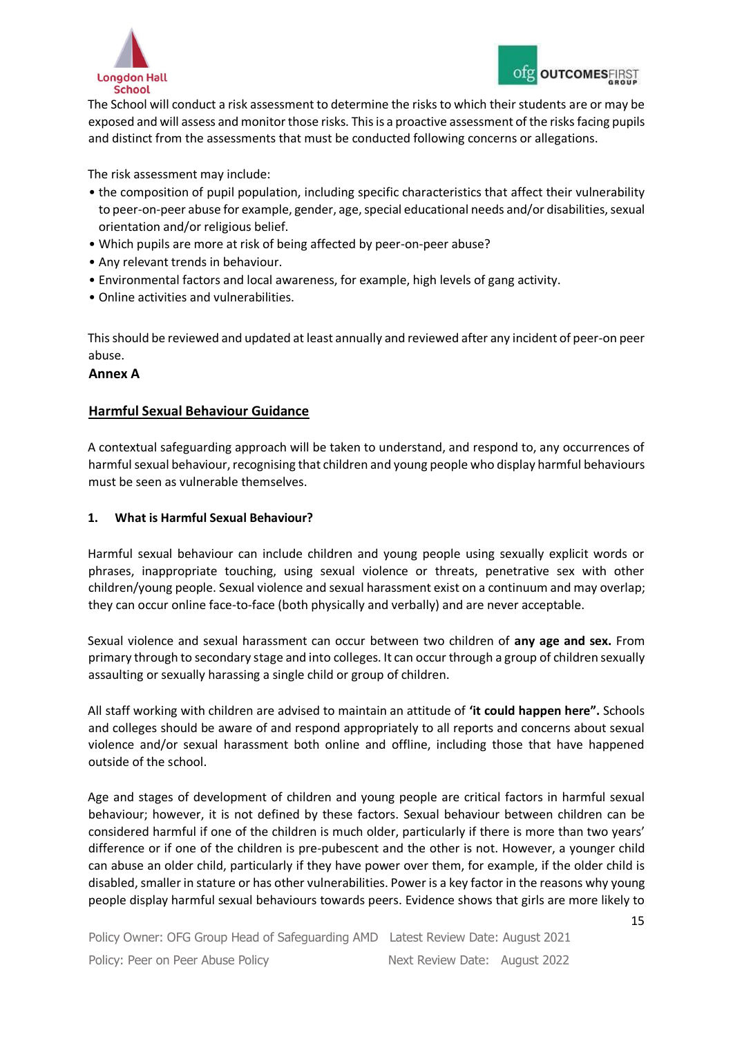The School will conduct a risk assessment to determine the risks to which their students are or may be exposed and will assess and monitor those risks. This is a proactive assessment of the risks facing pupils and distinct from the assessments that must be conducted following concerns or allegations.

The risk assessment may include:

- the composition of pupil population, including specific characteristics that affect their vulnerability to peer-on-peer abuse for example, gender, age, special educational needs and/or disabilities, sexual orientation and/or religious belief.
- Which pupils are more at risk of being affected by peer-on-peer abuse?
- Any relevant trends in behaviour.
- Environmental factors and local awareness, for example, high levels of gang activity.
- Online activities and vulnerabilities.

This should be reviewed and updated at least annually and reviewed after any incident of peer-on peer abuse.

**Annex A**

## Harmful Sexual Behaviour Guidance

A contextual safeguarding approach will be taken to understand, and respond to, any occurrences of harmful sexual behaviour, recognising that children and young people who display harmful behaviours must be seen as vulnerable themselves.

### 1. What is Harmful Sexual Behaviour?

Harmful sexual behaviour can include children and young people using sexually explicit words or phrases, inappropriate touching, using sexual violence or threats, penetrative sex with other children/young people. Sexual violence and sexual harassment exist on a continuum and may overlap; they can occur online face-to-face (both physically and verbally) and are never acceptable.

Sexual violence and sexual harassment can occur between two children of **any age and sex.** From primary through to secondary stage and into colleges. It can occur through a group of children sexually assaulting or sexually harassing a single child or group of children.

All staff working with children are advised to maintain an attitude of **'it could happen here".** Schools and colleges should be aware of and respond appropriately to all reports and concerns about sexual violence and/or sexual harassment both online and offline, including those that have happened outside of the school.

Age and stages of development of children and young people are critical factors in harmful sexual behaviour; however, it is not defined by these factors. Sexual behaviour between children can be considered harmful if one of the children is much older, particularly if there is more than two years' difference or if one of the children is pre-pubescent and the other is not. However, a younger child can abuse an older child, particularly if they have power over them, for example, if the older child is disabled, smaller in stature or has other vulnerabilities. Power is a key factor in the reasons why young people display harmful sexual behaviours towards peers. Evidence shows that girls are more likely to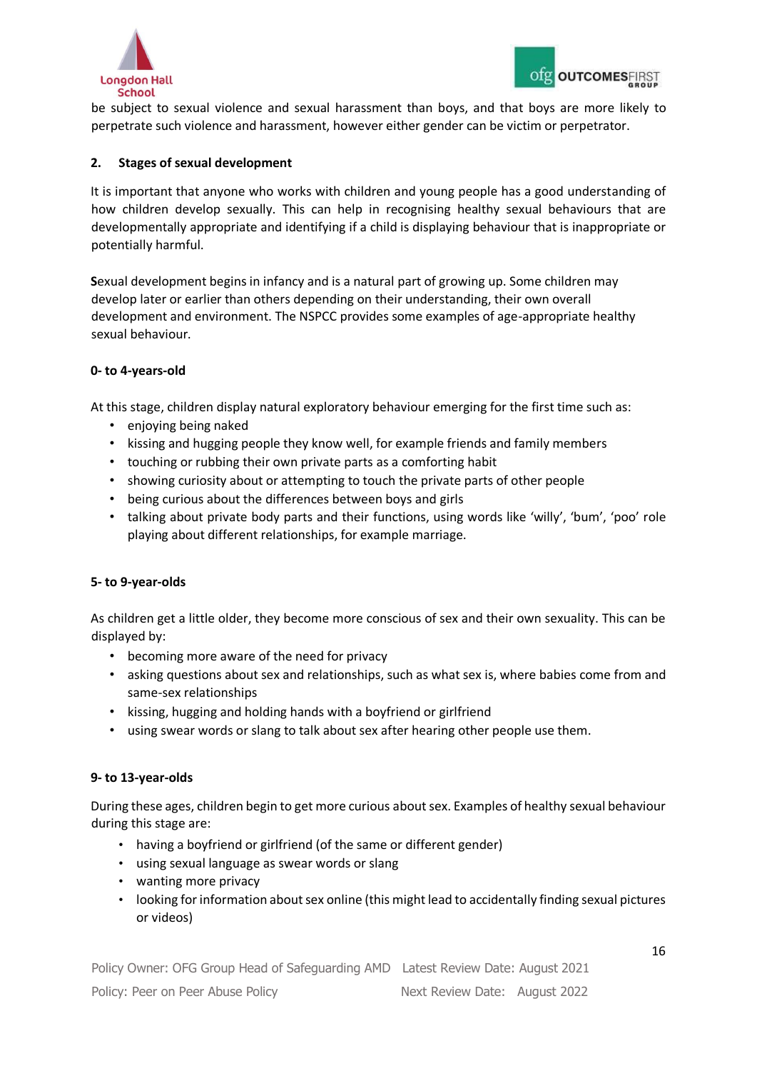be subject to sexual violence and sexual harassment than boys, and that boys are more likely to perpetrate such violence and harassment, however either gender can be victim or perpetrator.

### 2. Stages of sexual development

It is important that anyone who works with children and young people has a good understanding of how children develop sexually. This can help in recognising healthy sexual behaviours that are developmentally appropriate and identifying if a child is displaying behaviour that is inappropriate or potentially harmful.

**S**exual development begins in infancy and is a natural part of growing up. Some children may develop later or earlier than others depending on their understanding, their own overall development and environment. The NSPCC provides some examples of age-appropriate healthy sexual behaviour.

**0- to 4-years-old**

At this stage, children display natural exploratory behaviour emerging for the first time such as:

- enjoying being naked
- kissing and hugging people they know well, for example friends and family members
- touching or rubbing their own private parts as a comforting habit
- showing curiosity about or attempting to touch the private parts of other people
- being curious about the differences between boys and girls
- talking about private body parts and their functions, using words like 'willy', 'bum', 'poo' role playing about different relationships, for example marriage.

**5- to 9-year-olds**

As children get a little older, they become more conscious of sex and their own sexuality. This can be displayed by:

- becoming more aware of the need for privacy
- asking questions about sex and relationships, such as what sex is, where babies come from and same-sex relationships
- kissing, hugging and holding hands with a boyfriend or girlfriend
- using swear words or slang to talk about sex after hearing other people use them.

**9- to 13-year-olds**

During these ages, children begin to get more curious about sex. Examples of healthy sexual behaviour during this stage are:

- having a boyfriend or girlfriend (of the same or different gender)
- using sexual language as swear words or slang
- wanting more privacy
- looking for information about sex online (this might lead to accidentally finding sexual pictures or videos)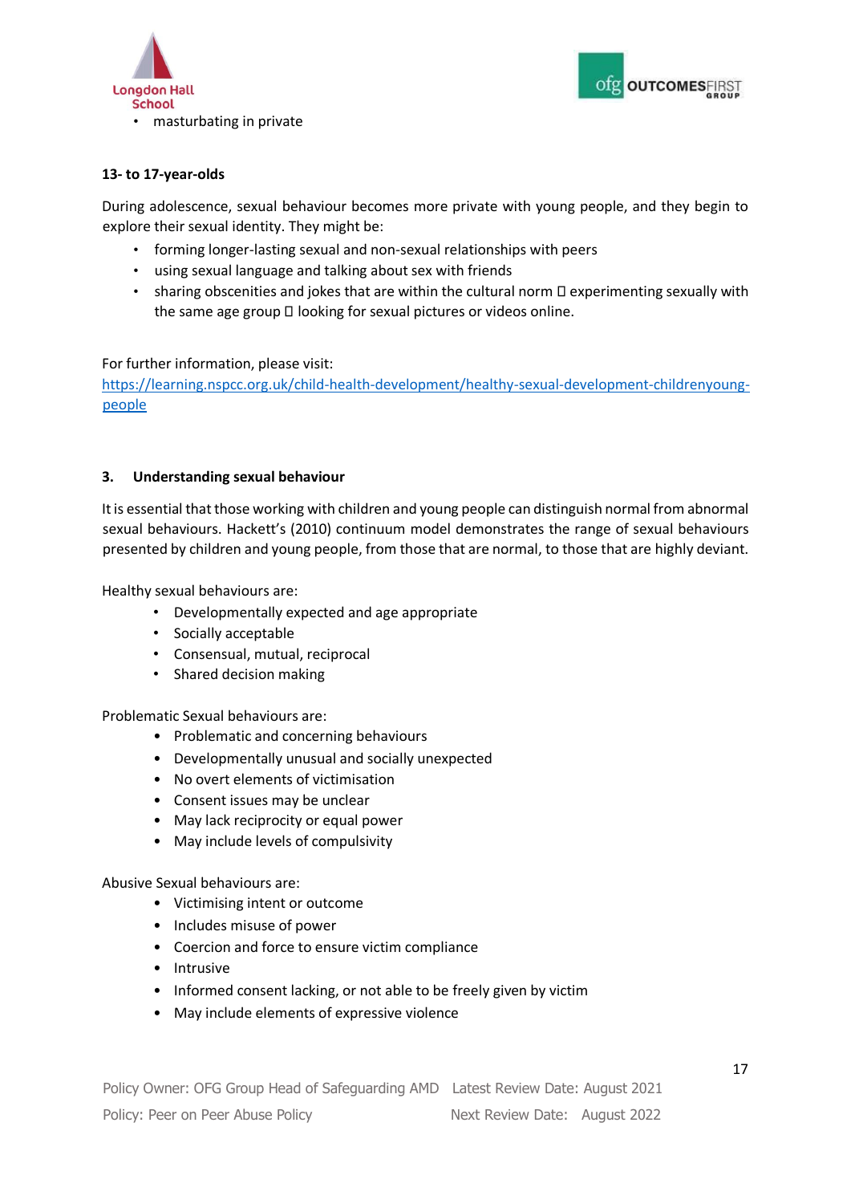- masturbating in private

**13- to 17-year-olds**

During adolescence, sexual behaviour becomes more private with young people, and they begin to explore their sexual identity. They might be:

- forming longer-lasting sexual and non-sexual relationships with peers
- using sexual language and talking about sex with friends
- sharing obscenities and jokes that are within the cultural norm  experimenting sexually with the same age group  looking for sexual pictures or videos online.

For further information, please visit: [https://learning.nspcc.org.uk/child-health-development/healthy-sexual-development-childrenyoung-people](https://learning.nspcc.org.uk/child-health-development/healthy-sexual-development-childrenyoung-people)

## 3. Understanding sexual behaviour

It is essential that those working with children and young people can distinguish normal from abnormal sexual behaviours. Hackett's (2010) continuum model demonstrates the range of sexual behaviours presented by children and young people, from those that are normal, to those that are highly deviant.

Healthy sexual behaviours are:

- Developmentally expected and age appropriate
- Socially acceptable
- Consensual, mutual, reciprocal
- Shared decision making

Problematic Sexual behaviours are:

- Problematic and concerning behaviours
- Developmentally unusual and socially unexpected
- No overt elements of victimisation
- Consent issues may be unclear
- May lack reciprocity or equal power
- May include levels of compulsivity

Abusive Sexual behaviours are:

- Victimising intent or outcome
- Includes misuse of power
- Coercion and force to ensure victim compliance
- Intrusive
- Informed consent lacking, or not able to be freely given by victim
- May include elements of expressive violence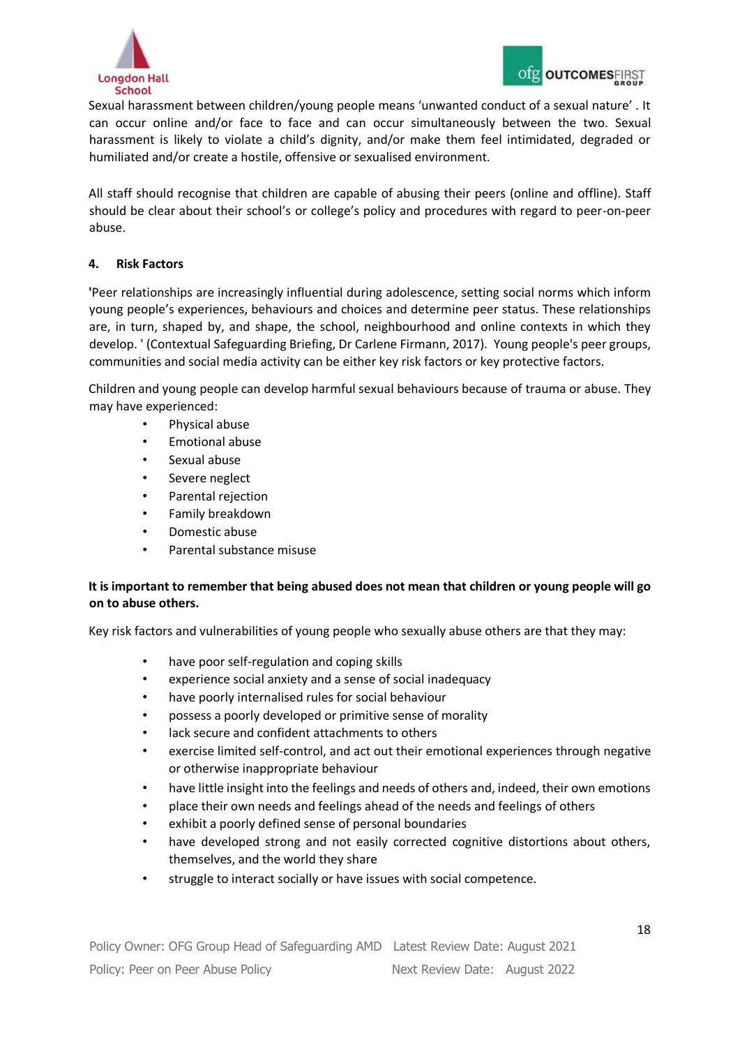Sexual harassment between children/young people means 'unwanted conduct of a sexual nature' . It can occur online and/or face to face and can occur simultaneously between the two. Sexual harassment is likely to violate a child's dignity, and/or make them feel intimidated, degraded or humiliated and/or create a hostile, offensive or sexualised environment.

All staff should recognise that children are capable of abusing their peers (online and offline). Staff should be clear about their school's or college's policy and procedures with regard to peer-on-peer abuse.

## 4. Risk Factors

'Peer relationships are increasingly influential during adolescence, setting social norms which inform young people's experiences, behaviours and choices and determine peer status. These relationships are, in turn, shaped by, and shape, the school, neighbourhood and online contexts in which they develop. ' (Contextual Safeguarding Briefing, Dr Carlene Firmann, 2017). Young people's peer groups, communities and social media activity can be either key risk factors or key protective factors.

Children and young people can develop harmful sexual behaviours because of trauma or abuse. They may have experienced:

- Physical abuse
- Emotional abuse
- Sexual abuse
- Severe neglect
- Parental rejection
- Family breakdown
- Domestic abuse
- Parental substance misuse

**It is important to remember that being abused does not mean that children or young people will go on to abuse others.**

Key risk factors and vulnerabilities of young people who sexually abuse others are that they may:

- have poor self-regulation and coping skills
- experience social anxiety and a sense of social inadequacy
- have poorly internalised rules for social behaviour
- possess a poorly developed or primitive sense of morality
- lack secure and confident attachments to others
- exercise limited self-control, and act out their emotional experiences through negative or otherwise inappropriate behaviour
- have little insight into the feelings and needs of others and, indeed, their own emotions
- place their own needs and feelings ahead of the needs and feelings of others
- exhibit a poorly defined sense of personal boundaries
- have developed strong and not easily corrected cognitive distortions about others, themselves, and the world they share
- struggle to interact socially or have issues with social competence.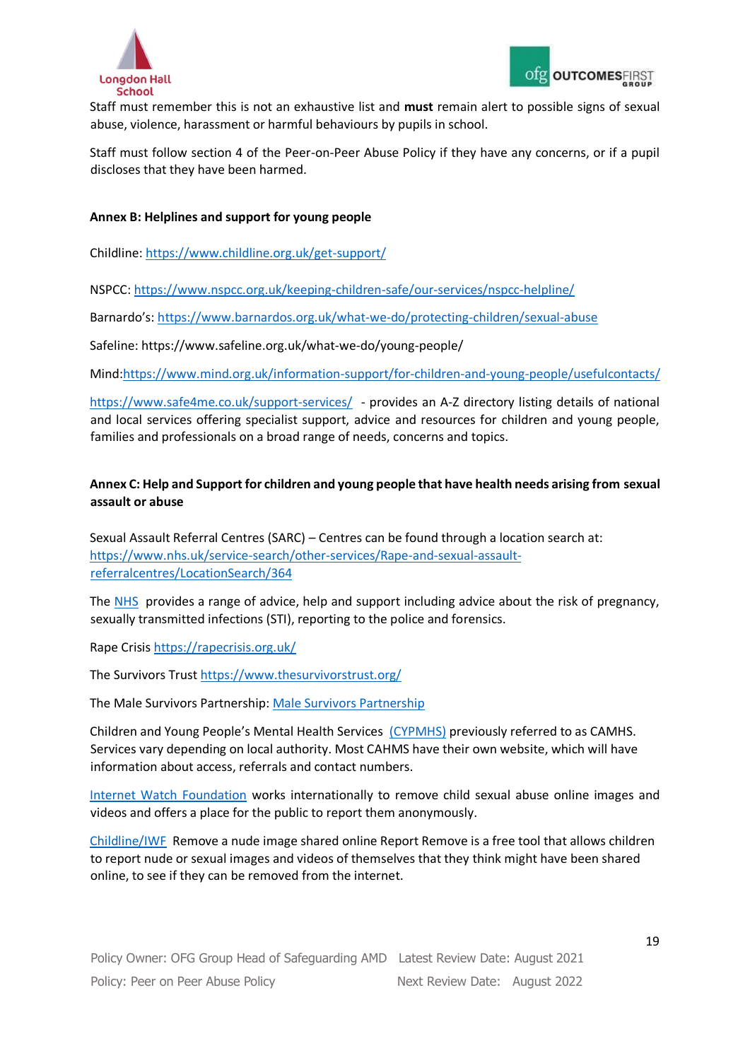Staff must remember this is not an exhaustive list and **must** remain alert to possible signs of sexual abuse, violence, harassment or harmful behaviours by pupils in school.

Staff must follow section 4 of the Peer-on-Peer Abuse Policy if they have any concerns, or if a pupil discloses that they have been harmed.

**Annex B: Helplines and support for young people**

Childline: https://www.childline.org.uk/get-support/

NSPCC: https://www.nspcc.org.uk/keeping-children-safe/our-services/nspcc-helpline/

Barnardo's: https://www.barnardos.org.uk/what-we-do/protecting-children/sexual-abuse

Safeline: https://www.safeline.org.uk/what-we-do/young-people/

Mind:https://www.mind.org.uk/information-support/for-children-and-young-people/usefulcontacts/

https://www.safe4me.co.uk/support-services/ - provides an A-Z directory listing details of national and local services offering specialist support, advice and resources for children and young people, families and professionals on a broad range of needs, concerns and topics.

**Annex C: Help and Support for children and young people that have health needs arising from sexual assault or abuse**

Sexual Assault Referral Centres (SARC) – Centres can be found through a location search at: https://www.nhs.uk/service-search/other-services/Rape-and-sexual-assault-referralcentres/LocationSearch/364

The NHS provides a range of advice, help and support including advice about the risk of pregnancy, sexually transmitted infections (STI), reporting to the police and forensics.

Rape Crisis https://rapecrisis.org.uk/

The Survivors Trust https://www.thesurvivorstrust.org/

The Male Survivors Partnership: Male Survivors Partnership

Children and Young People's Mental Health Services (CYPMHS) previously referred to as CAMHS. Services vary depending on local authority. Most CAHMS have their own website, which will have information about access, referrals and contact numbers.

Internet Watch Foundation works internationally to remove child sexual abuse online images and videos and offers a place for the public to report them anonymously.

Childline/IWF Remove a nude image shared online Report Remove is a free tool that allows children to report nude or sexual images and videos of themselves that they think might have been shared online, to see if they can be removed from the internet.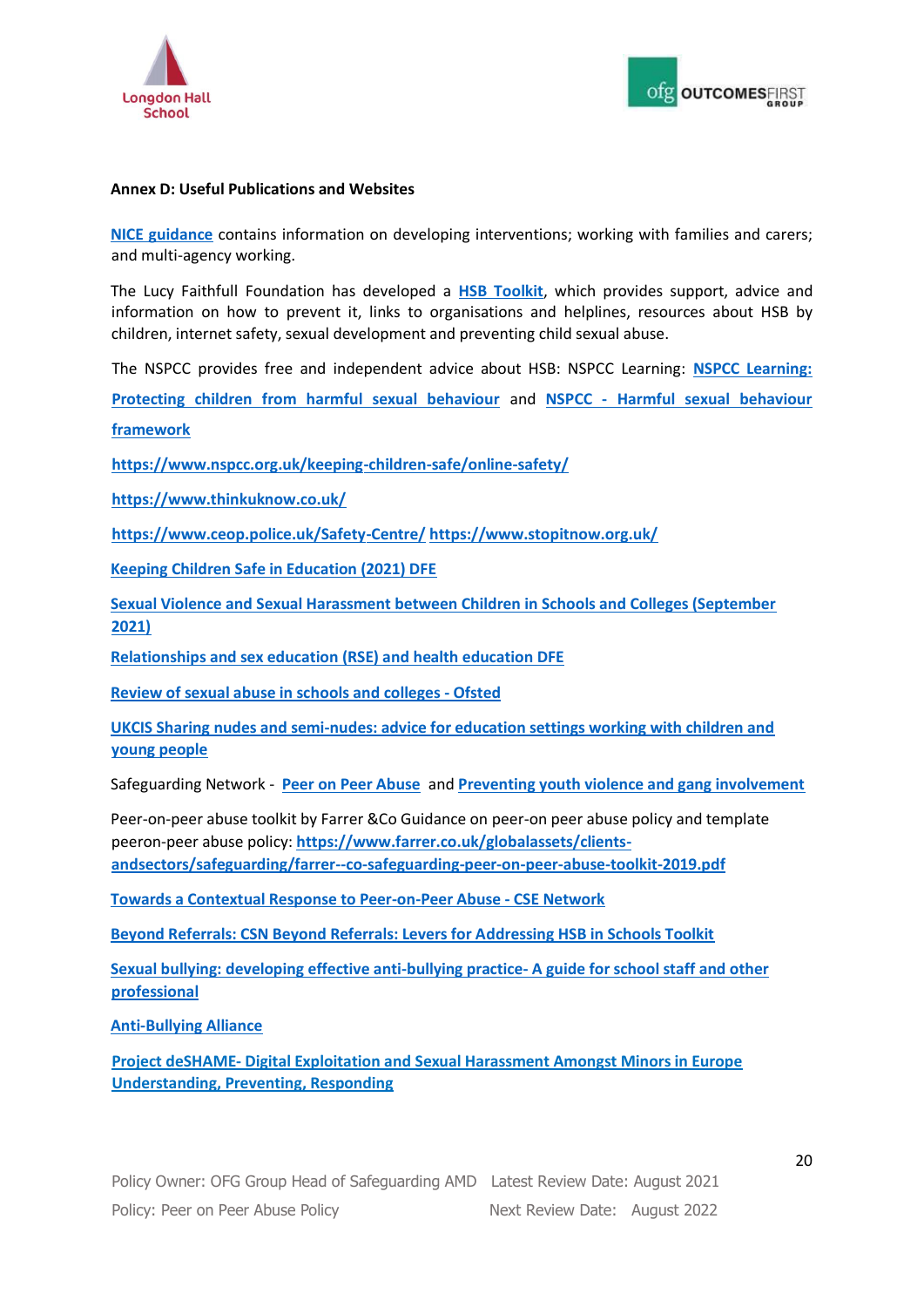**Annex D: Useful Publications and Websites**

NICE guidance contains information on developing interventions; working with families and carers; and multi-agency working.

The Lucy Faithfull Foundation has developed a HSB Toolkit, which provides support, advice and information on how to prevent it, links to organisations and helplines, resources about HSB by children, internet safety, sexual development and preventing child sexual abuse.

The NSPCC provides free and independent advice about HSB: NSPCC Learning: NSPCC Learning: Protecting children from harmful sexual behaviour and NSPCC - Harmful sexual behaviour framework

https://www.nspcc.org.uk/keeping-children-safe/online-safety/

https://www.thinkuknow.co.uk/

https://www.ceop.police.uk/Safety-Centre/ https://www.stopitnow.org.uk/

Keeping Children Safe in Education (2021) DFE

Sexual Violence and Sexual Harassment between Children in Schools and Colleges (September 2021)

Relationships and sex education (RSE) and health education DFE

Review of sexual abuse in schools and colleges - Ofsted

UKCIS Sharing nudes and semi-nudes: advice for education settings working with children and young people

Safeguarding Network - Peer on Peer Abuse and Preventing youth violence and gang involvement

Peer-on-peer abuse toolkit by Farrer &Co Guidance on peer-on peer abuse policy and template peeron-peer abuse policy: https://www.farrer.co.uk/globalassets/clients-andsectors/safeguarding/farrer--co-safeguarding-peer-on-peer-abuse-toolkit-2019.pdf

Towards a Contextual Response to Peer-on-Peer Abuse - CSE Network

Beyond Referrals: CSN Beyond Referrals: Levers for Addressing HSB in Schools Toolkit

Sexual bullying: developing effective anti-bullying practice- A guide for school staff and other professional

Anti-Bullying Alliance

Project deSHAME- Digital Exploitation and Sexual Harassment Amongst Minors in Europe Understanding, Preventing, Responding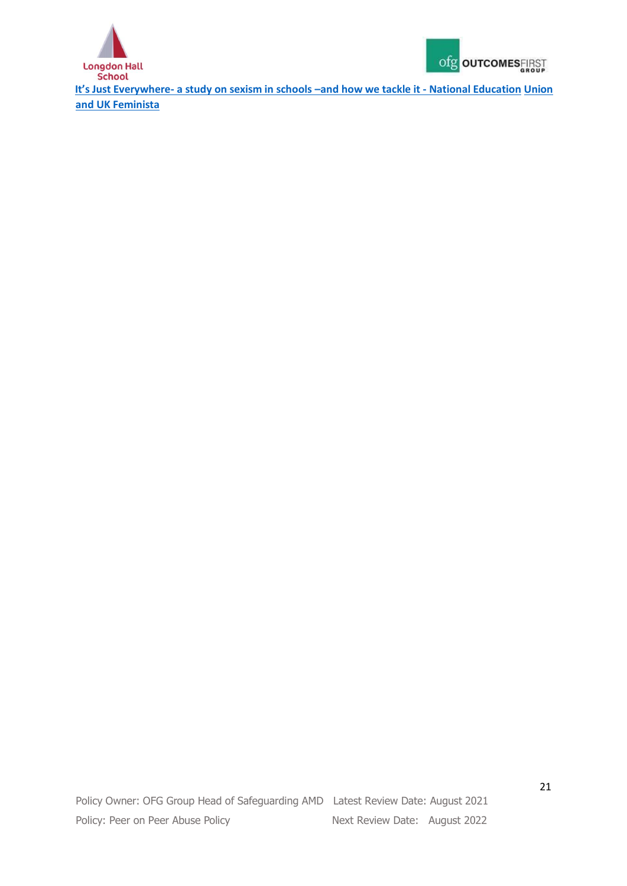It's Just Everywhere- a study on sexism in schools –and how we tackle it - National Education Union and UK Feminista